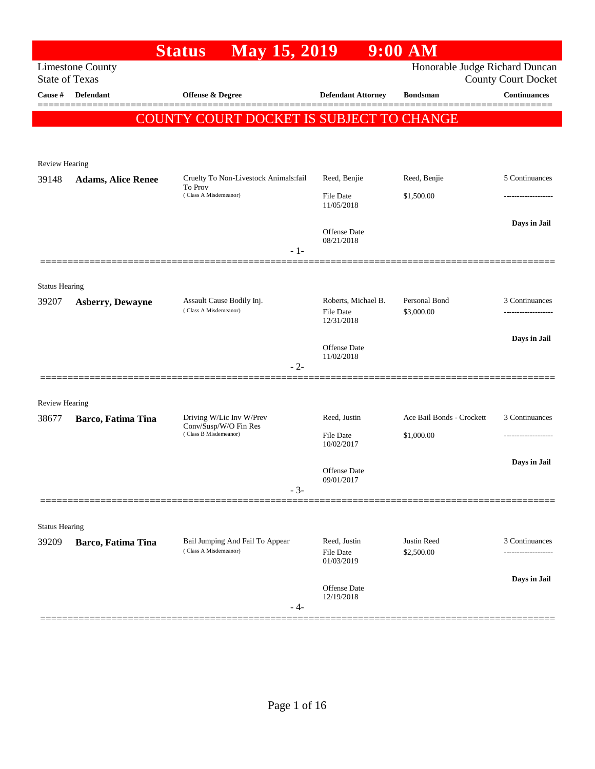# Status May 15, 2019 9:00 AM

Limestone County
State of Texas

Honorable Judge Richard Duncan
County Court Docket

**COUNTY COURT DOCKET IS SUBJECT TO CHANGE**

| Cause # | Defendant | Offense & Degree | Defendant Attorney | Bondsman | Continuances |
|---|---|---|---|---|---|
| **Review Hearing** | | | | | |
| 39148 | **Adams, Alice Renee** | Cruelty To Non-Livestock Animals:fail To Prov (Class A Misdemeanor) | Reed, Benjie<br>File Date 11/05/2018<br>Offense Date 08/21/2018 | Reed, Benjie<br>$1,500.00 | 5 Continuances<br>-------------------<br>**Days in Jail** |
| | | | - 1- | | |
| **Status Hearing** | | | | | |
| 39207 | **Asberry, Dewayne** | Assault Cause Bodily Inj. (Class A Misdemeanor) | Roberts, Michael B.<br>File Date 12/31/2018<br>Offense Date 11/02/2018 | Personal Bond<br>$3,000.00 | 3 Continuances<br>-------------------<br>**Days in Jail** |
| | | | - 2- | | |
| **Review Hearing** | | | | | |
| 38677 | **Barco, Fatima Tina** | Driving W/Lic Inv W/Prev Conv/Susp/W/O Fin Res (Class B Misdemeanor) | Reed, Justin<br>File Date 10/02/2017<br>Offense Date 09/01/2017 | Ace Bail Bonds - Crockett<br>$1,000.00 | 3 Continuances<br>-------------------<br>**Days in Jail** |
| | | | - 3- | | |
| **Status Hearing** | | | | | |
| 39209 | **Barco, Fatima Tina** | Bail Jumping And Fail To Appear (Class A Misdemeanor) | Reed, Justin<br>File Date 01/03/2019<br>Offense Date 12/19/2018 | Justin Reed<br>$2,500.00 | 3 Continuances<br>-------------------<br>**Days in Jail** |
| | | | - 4- | | |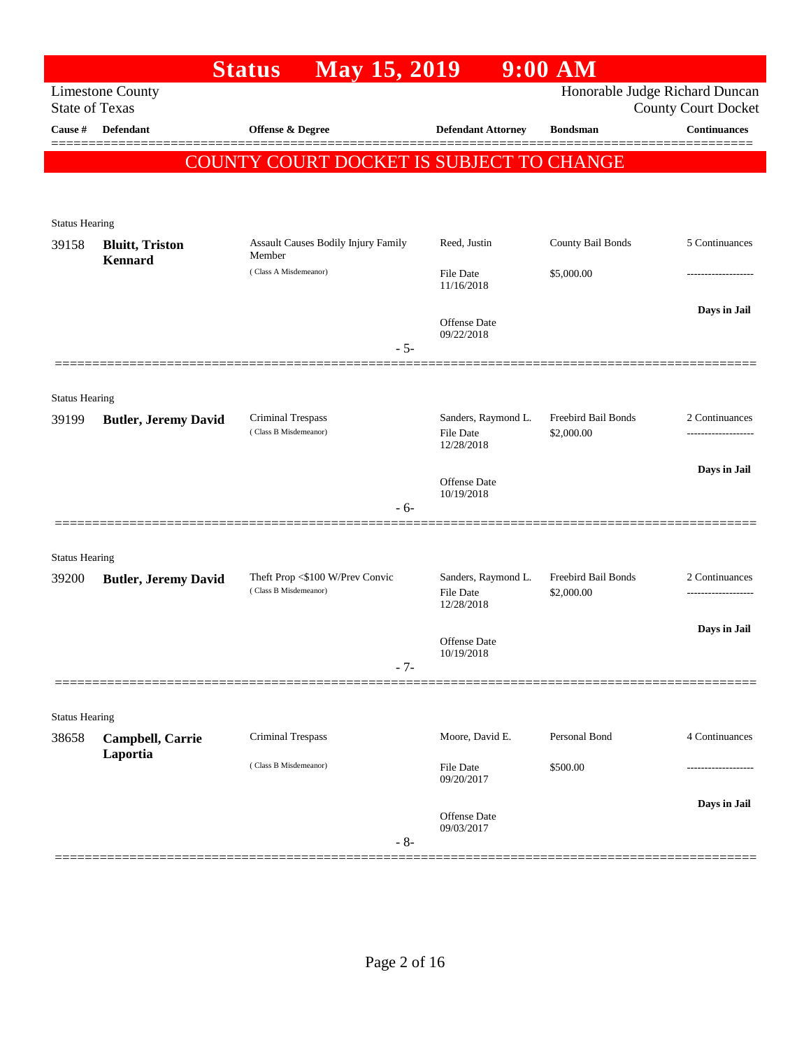# Status May 15, 2019 9:00 AM

Limestone County
State of Texas

Honorable Judge Richard Duncan
County Court Docket

**COUNTY COURT DOCKET IS SUBJECT TO CHANGE**

| Cause # | Defendant | Offense & Degree | Defendant Attorney | Bondsman | Continuances |
|---|---|---|---|---|---|
| Status Hearing | | | | | |
| 39158 | **Bluitt, Triston Kennard** | Assault Causes Bodily Injury Family Member (Class A Misdemeanor) | Reed, Justin<br>File Date 11/16/2018<br>Offense Date 09/22/2018 | County Bail Bonds<br>$5,000.00 | 5 Continuances<br>-------------------<br>**Days in Jail** |
| | | - 5- | | | |
| Status Hearing | | | | | |
| 39199 | **Butler, Jeremy David** | Criminal Trespass (Class B Misdemeanor) | Sanders, Raymond L.<br>File Date 12/28/2018<br>Offense Date 10/19/2018 | Freebird Bail Bonds<br>$2,000.00 | 2 Continuances<br>-------------------<br>**Days in Jail** |
| | | - 6- | | | |
| Status Hearing | | | | | |
| 39200 | **Butler, Jeremy David** | Theft Prop <$100 W/Prev Convic (Class B Misdemeanor) | Sanders, Raymond L.<br>File Date 12/28/2018<br>Offense Date 10/19/2018 | Freebird Bail Bonds<br>$2,000.00 | 2 Continuances<br>-------------------<br>**Days in Jail** |
| | | - 7- | | | |
| Status Hearing | | | | | |
| 38658 | **Campbell, Carrie Laportia** | Criminal Trespass (Class B Misdemeanor) | Moore, David E.<br>File Date 09/20/2017<br>Offense Date 09/03/2017 | Personal Bond<br>$500.00 | 4 Continuances<br>-------------------<br>**Days in Jail** |
| | | - 8- | | | |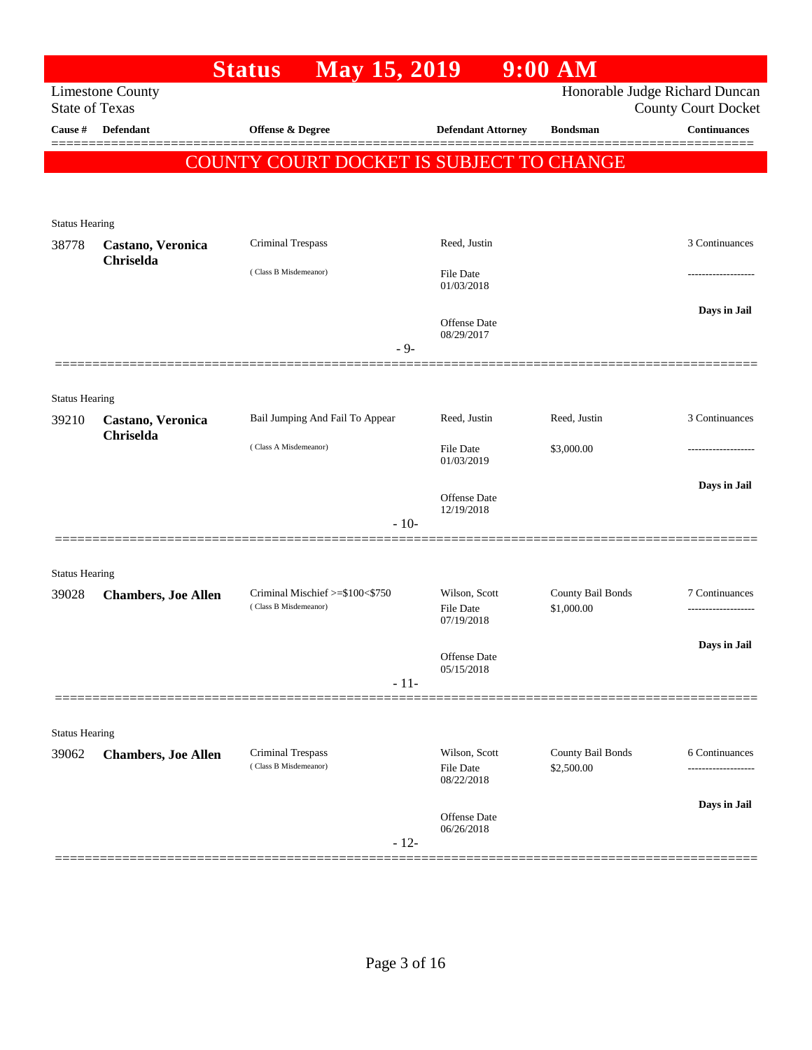# Status May 15, 2019 9:00 AM

Limestone County
State of Texas

Honorable Judge Richard Duncan
County Court Docket

**COUNTY COURT DOCKET IS SUBJECT TO CHANGE**

| Cause # | Defendant | Offense & Degree | Defendant Attorney | Bondsman | Continuances |
|---|---|---|---|---|---|
| Status Hearing | | | | | |
| 38778 | **Castano, Veronica Chriselda** | Criminal Trespass (Class B Misdemeanor) | Reed, Justin<br>File Date 01/03/2018<br>Offense Date 08/29/2017 | | 3 Continuances<br>-------------------<br>**Days in Jail** |
| | | - 9- | | | |
| Status Hearing | | | | | |
| 39210 | **Castano, Veronica Chriselda** | Bail Jumping And Fail To Appear (Class A Misdemeanor) | Reed, Justin<br>File Date 01/03/2019<br>Offense Date 12/19/2018 | Reed, Justin<br>$3,000.00 | 3 Continuances<br>-------------------<br>**Days in Jail** |
| | | - 10- | | | |
| Status Hearing | | | | | |
| 39028 | **Chambers, Joe Allen** | Criminal Mischief >=$100<$750 (Class B Misdemeanor) | Wilson, Scott<br>File Date 07/19/2018<br>Offense Date 05/15/2018 | County Bail Bonds<br>$1,000.00 | 7 Continuances<br>-------------------<br>**Days in Jail** |
| | | - 11- | | | |
| Status Hearing | | | | | |
| 39062 | **Chambers, Joe Allen** | Criminal Trespass (Class B Misdemeanor) | Wilson, Scott<br>File Date 08/22/2018<br>Offense Date 06/26/2018 | County Bail Bonds<br>$2,500.00 | 6 Continuances<br>-------------------<br>**Days in Jail** |
| | | - 12- | | | |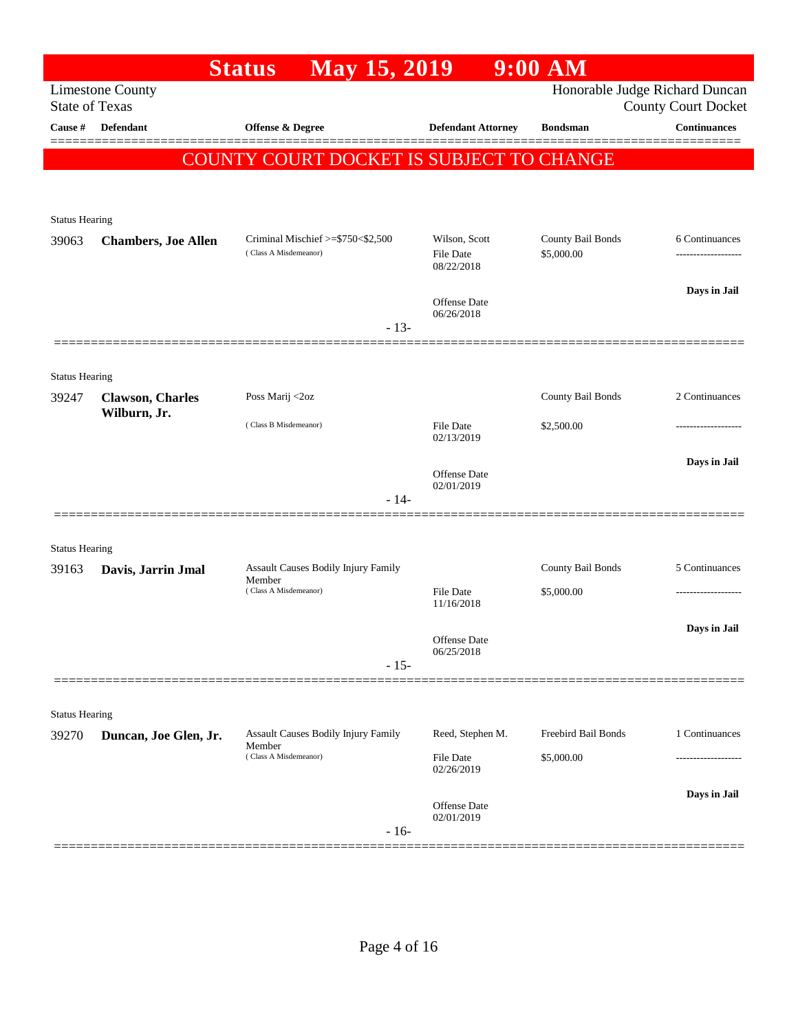# Status May 15, 2019 9:00 AM

Limestone County
State of Texas

Honorable Judge Richard Duncan
County Court Docket

**COUNTY COURT DOCKET IS SUBJECT TO CHANGE**

| Cause # | Defendant | Offense & Degree | Defendant Attorney | Bondsman | Continuances |
|---|---|---|---|---|---|
| Status Hearing | | | | | |
| 39063 | **Chambers, Joe Allen** | Criminal Mischief >=$750<$2,500 (Class A Misdemeanor) | Wilson, Scott<br>File Date 08/22/2018<br>Offense Date 06/26/2018 | County Bail Bonds<br>$5,000.00 | 6 Continuances<br>Days in Jail |
| | | - 13- | | | |
| Status Hearing | | | | | |
| 39247 | **Clawson, Charles Wilburn, Jr.** | Poss Marij <2oz (Class B Misdemeanor) | File Date 02/13/2019<br>Offense Date 02/01/2019 | County Bail Bonds<br>$2,500.00 | 2 Continuances<br>Days in Jail |
| | | - 14- | | | |
| Status Hearing | | | | | |
| 39163 | **Davis, Jarrin Jmal** | Assault Causes Bodily Injury Family Member (Class A Misdemeanor) | File Date 11/16/2018<br>Offense Date 06/25/2018 | County Bail Bonds<br>$5,000.00 | 5 Continuances<br>Days in Jail |
| | | - 15- | | | |
| Status Hearing | | | | | |
| 39270 | **Duncan, Joe Glen, Jr.** | Assault Causes Bodily Injury Family Member (Class A Misdemeanor) | Reed, Stephen M.<br>File Date 02/26/2019<br>Offense Date 02/01/2019 | Freebird Bail Bonds<br>$5,000.00 | 1 Continuances<br>Days in Jail |
| | | - 16- | | | |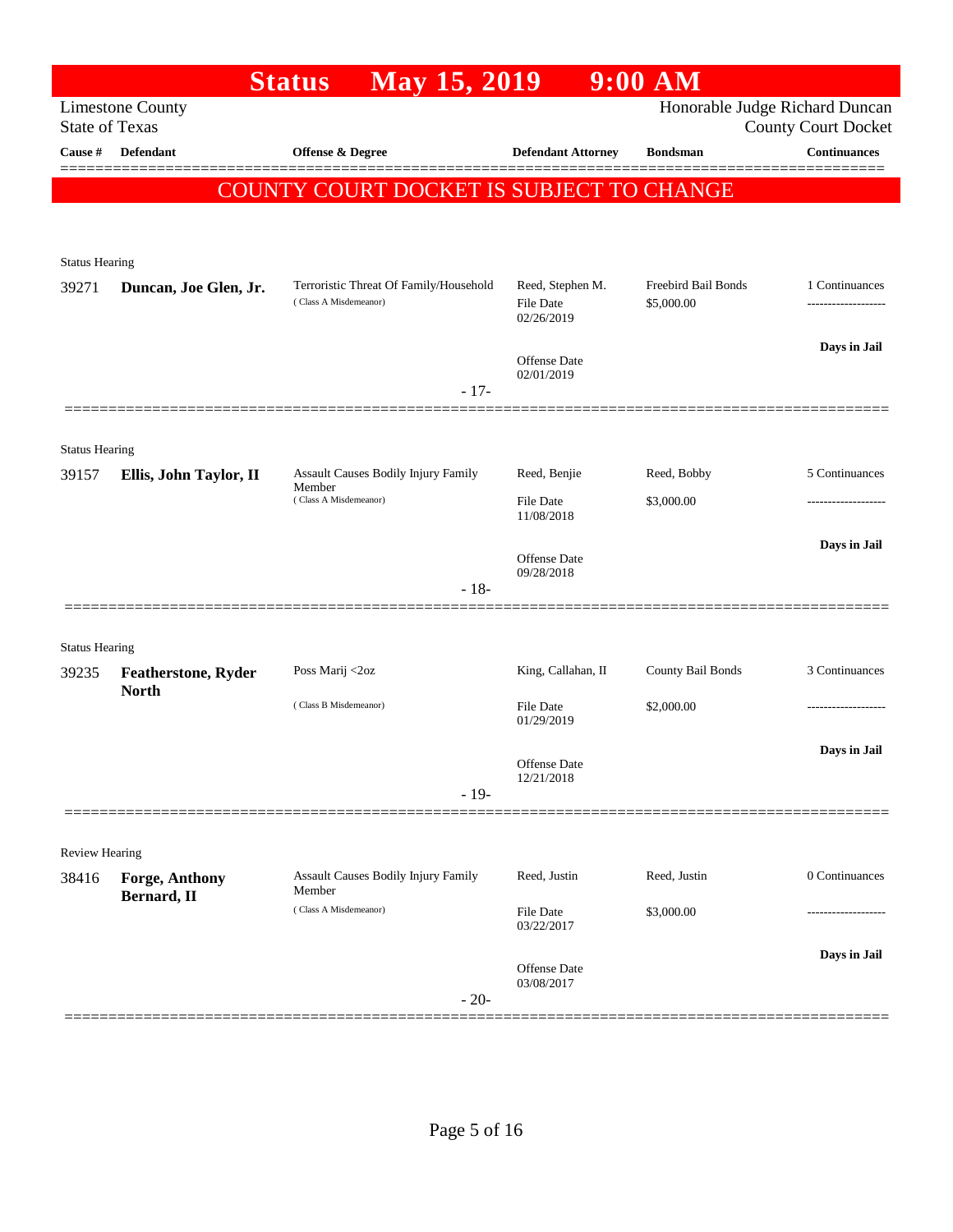# Status May 15, 2019 9:00 AM

Limestone County
State of Texas

Honorable Judge Richard Duncan
County Court Docket

## COUNTY COURT DOCKET IS SUBJECT TO CHANGE

| Cause # | Defendant | Offense & Degree | Defendant Attorney | Bondsman | Continuances |
|---|---|---|---|---|---|
| **Status Hearing** | | | | | |
| 39271 | **Duncan, Joe Glen, Jr.** | Terroristic Threat Of Family/Household (Class A Misdemeanor) | Reed, Stephen M. File Date 02/26/2019 Offense Date 02/01/2019 | Freebird Bail Bonds $5,000.00 | 1 Continuances ------------------- **Days in Jail** |
| | | - 17- | | | |
| **Status Hearing** | | | | | |
| 39157 | **Ellis, John Taylor, II** | Assault Causes Bodily Injury Family Member (Class A Misdemeanor) | Reed, Benjie File Date 11/08/2018 Offense Date 09/28/2018 | Reed, Bobby $3,000.00 | 5 Continuances ------------------- **Days in Jail** |
| | | - 18- | | | |
| **Status Hearing** | | | | | |
| 39235 | **Featherstone, Ryder North** | Poss Marij <2oz (Class B Misdemeanor) | King, Callahan, II File Date 01/29/2019 Offense Date 12/21/2018 | County Bail Bonds $2,000.00 | 3 Continuances ------------------- **Days in Jail** |
| | | - 19- | | | |
| **Review Hearing** | | | | | |
| 38416 | **Forge, Anthony Bernard, II** | Assault Causes Bodily Injury Family Member (Class A Misdemeanor) | Reed, Justin File Date 03/22/2017 Offense Date 03/08/2017 | Reed, Justin $3,000.00 | 0 Continuances ------------------- **Days in Jail** |
| | | - 20- | | | |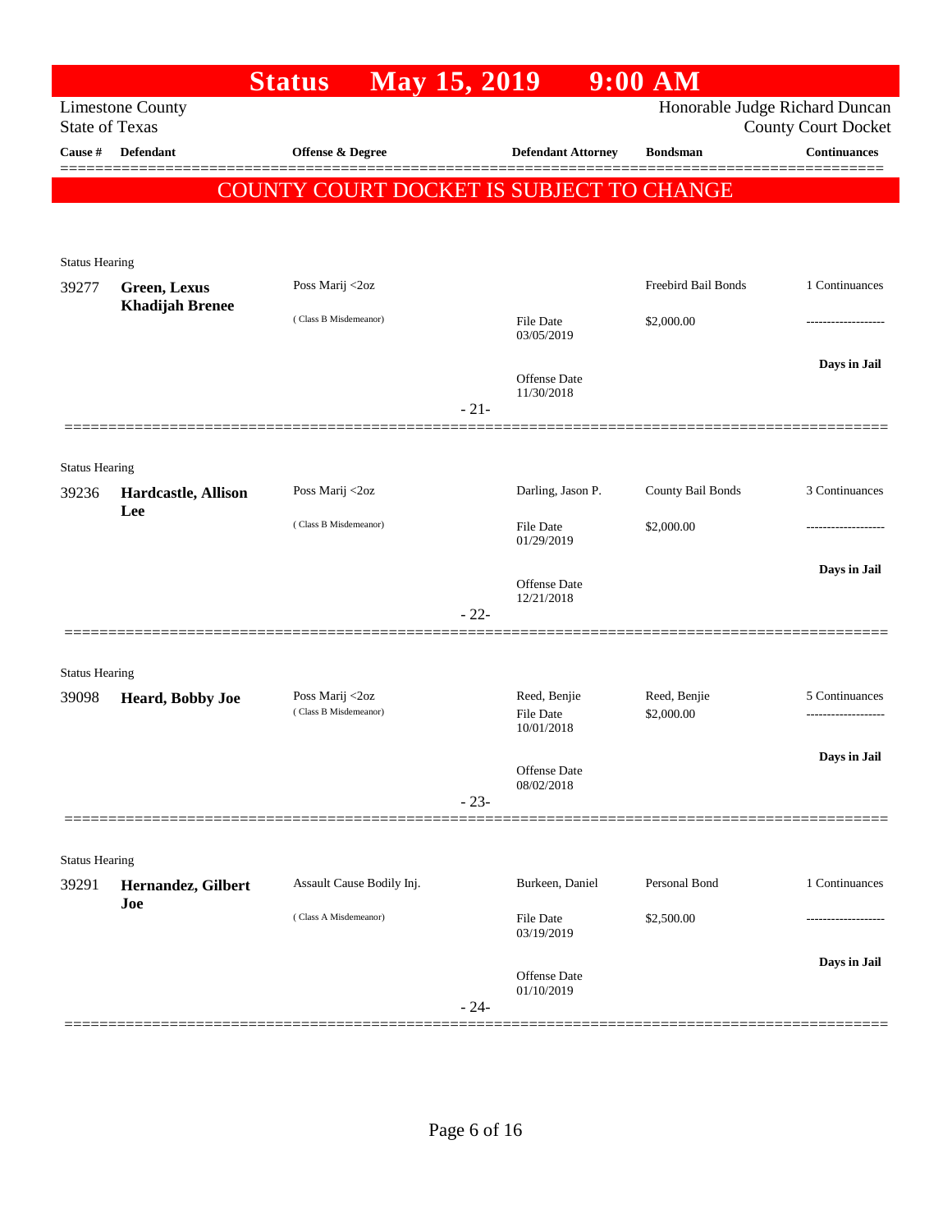# Status May 15, 2019 9:00 AM

Limestone County
State of Texas

Honorable Judge Richard Duncan
County Court Docket

| Cause # | Defendant | Offense & Degree | Defendant Attorney | Bondsman | Continuances |
|---|---|---|---|---|---|

**COUNTY COURT DOCKET IS SUBJECT TO CHANGE**

Status Hearing

| Cause # | Defendant | Offense & Degree | Defendant Attorney | Bondsman | Continuances |
|---|---|---|---|---|---|
| 39277 | **Green, Lexus Khadijah Brenee** | Poss Marij <2oz<br>( Class B Misdemeanor) | File Date 03/05/2019<br>Offense Date 11/30/2018 | Freebird Bail Bonds<br>$2,000.00 | 1 Continuances<br>-------------------<br>**Days in Jail** |

- 21-

Status Hearing

| Cause # | Defendant | Offense & Degree | Defendant Attorney | Bondsman | Continuances |
|---|---|---|---|---|---|
| 39236 | **Hardcastle, Allison Lee** | Poss Marij <2oz<br>( Class B Misdemeanor) | Darling, Jason P.<br>File Date 01/29/2019<br>Offense Date 12/21/2018 | County Bail Bonds<br>$2,000.00 | 3 Continuances<br>-------------------<br>**Days in Jail** |

- 22-

Status Hearing

| Cause # | Defendant | Offense & Degree | Defendant Attorney | Bondsman | Continuances |
|---|---|---|---|---|---|
| 39098 | **Heard, Bobby Joe** | Poss Marij <2oz<br>( Class B Misdemeanor) | Reed, Benjie<br>File Date 10/01/2018<br>Offense Date 08/02/2018 | Reed, Benjie<br>$2,000.00 | 5 Continuances<br>-------------------<br>**Days in Jail** |

- 23-

Status Hearing

| Cause # | Defendant | Offense & Degree | Defendant Attorney | Bondsman | Continuances |
|---|---|---|---|---|---|
| 39291 | **Hernandez, Gilbert Joe** | Assault Cause Bodily Inj.<br>( Class A Misdemeanor) | Burkeen, Daniel<br>File Date 03/19/2019<br>Offense Date 01/10/2019 | Personal Bond<br>$2,500.00 | 1 Continuances<br>-------------------<br>**Days in Jail** |

- 24-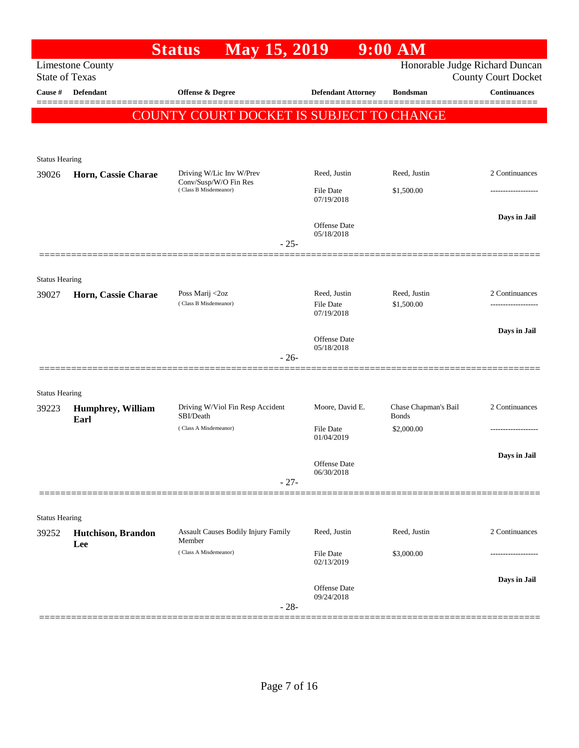# Status May 15, 2019 9:00 AM

Limestone County
State of Texas

Honorable Judge Richard Duncan
County Court Docket

| Cause # | Defendant | Offense & Degree | Defendant Attorney | Bondsman | Continuances |
|---|---|---|---|---|---|

**COUNTY COURT DOCKET IS SUBJECT TO CHANGE**

Status Hearing

| Cause # | Defendant | Offense & Degree | Defendant Attorney | Bondsman | Continuances |
|---|---|---|---|---|---|
| 39026 | **Horn, Cassie Charae** | Driving W/Lic Inv W/Prev Conv/Susp/W/O Fin Res (Class B Misdemeanor) | Reed, Justin | Reed, Justin | 2 Continuances |
| | | | File Date 07/19/2018 | $1,500.00 | ------------------- |
| | | | Offense Date 05/18/2018 | | Days in Jail |

- 25-

Status Hearing

| Cause # | Defendant | Offense & Degree | Defendant Attorney | Bondsman | Continuances |
|---|---|---|---|---|---|
| 39027 | **Horn, Cassie Charae** | Poss Marij <2oz (Class B Misdemeanor) | Reed, Justin | Reed, Justin | 2 Continuances |
| | | | File Date 07/19/2018 | $1,500.00 | ------------------- |
| | | | Offense Date 05/18/2018 | | Days in Jail |

- 26-

Status Hearing

| Cause # | Defendant | Offense & Degree | Defendant Attorney | Bondsman | Continuances |
|---|---|---|---|---|---|
| 39223 | **Humphrey, William Earl** | Driving W/Viol Fin Resp Accident SBI/Death (Class A Misdemeanor) | Moore, David E. | Chase Chapman's Bail Bonds | 2 Continuances |
| | | | File Date 01/04/2019 | $2,000.00 | ------------------- |
| | | | Offense Date 06/30/2018 | | Days in Jail |

- 27-

Status Hearing

| Cause # | Defendant | Offense & Degree | Defendant Attorney | Bondsman | Continuances |
|---|---|---|---|---|---|
| 39252 | **Hutchison, Brandon Lee** | Assault Causes Bodily Injury Family Member (Class A Misdemeanor) | Reed, Justin | Reed, Justin | 2 Continuances |
| | | | File Date 02/13/2019 | $3,000.00 | ------------------- |
| | | | Offense Date 09/24/2018 | | Days in Jail |

- 28-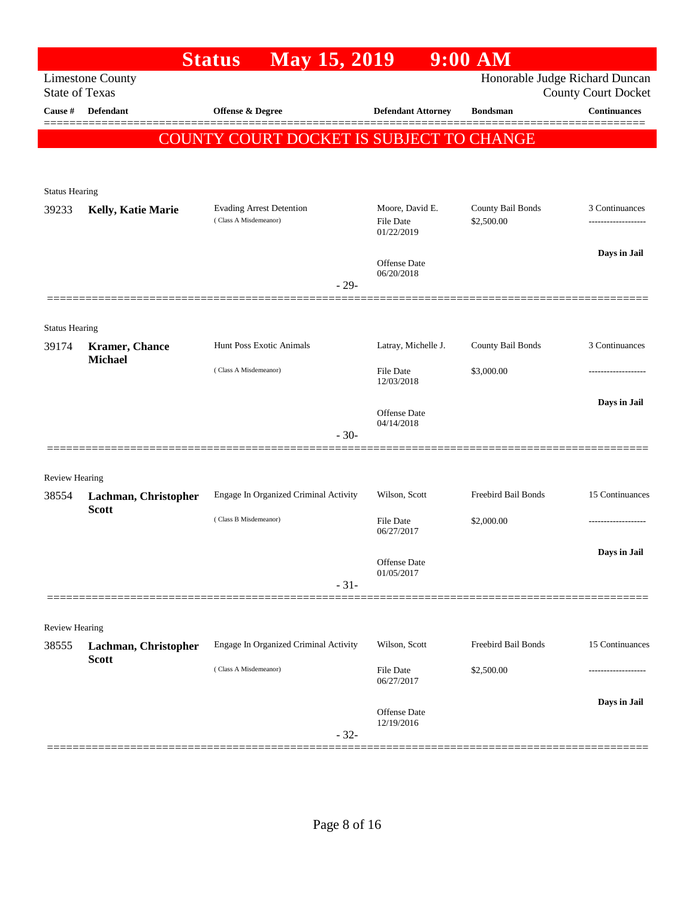# Status May 15, 2019 9:00 AM

Limestone County
State of Texas

Honorable Judge Richard Duncan
County Court Docket

| Cause # | Defendant | Offense & Degree | Defendant Attorney | Bondsman | Continuances |
|---|---|---|---|---|---|

**COUNTY COURT DOCKET IS SUBJECT TO CHANGE**

Status Hearing

| Cause # | Defendant | Offense & Degree | Defendant Attorney | Bondsman | Continuances |
|---|---|---|---|---|---|
| 39233 | **Kelly, Katie Marie** | Evading Arrest Detention (Class A Misdemeanor) | Moore, David E. | County Bail Bonds | 3 Continuances |
| | | | File Date 01/22/2019 | $2,500.00 | ------------------- |
| | | | Offense Date 06/20/2018 | | **Days in Jail** |

- 29-

Status Hearing

| Cause # | Defendant | Offense & Degree | Defendant Attorney | Bondsman | Continuances |
|---|---|---|---|---|---|
| 39174 | **Kramer, Chance Michael** | Hunt Poss Exotic Animals (Class A Misdemeanor) | Latray, Michelle J. | County Bail Bonds | 3 Continuances |
| | | | File Date 12/03/2018 | $3,000.00 | ------------------- |
| | | | Offense Date 04/14/2018 | | **Days in Jail** |

- 30-

Review Hearing

| Cause # | Defendant | Offense & Degree | Defendant Attorney | Bondsman | Continuances |
|---|---|---|---|---|---|
| 38554 | **Lachman, Christopher Scott** | Engage In Organized Criminal Activity (Class B Misdemeanor) | Wilson, Scott | Freebird Bail Bonds | 15 Continuances |
| | | | File Date 06/27/2017 | $2,000.00 | ------------------- |
| | | | Offense Date 01/05/2017 | | **Days in Jail** |

- 31-

Review Hearing

| Cause # | Defendant | Offense & Degree | Defendant Attorney | Bondsman | Continuances |
|---|---|---|---|---|---|
| 38555 | **Lachman, Christopher Scott** | Engage In Organized Criminal Activity (Class A Misdemeanor) | Wilson, Scott | Freebird Bail Bonds | 15 Continuances |
| | | | File Date 06/27/2017 | $2,500.00 | ------------------- |
| | | | Offense Date 12/19/2016 | | **Days in Jail** |

- 32-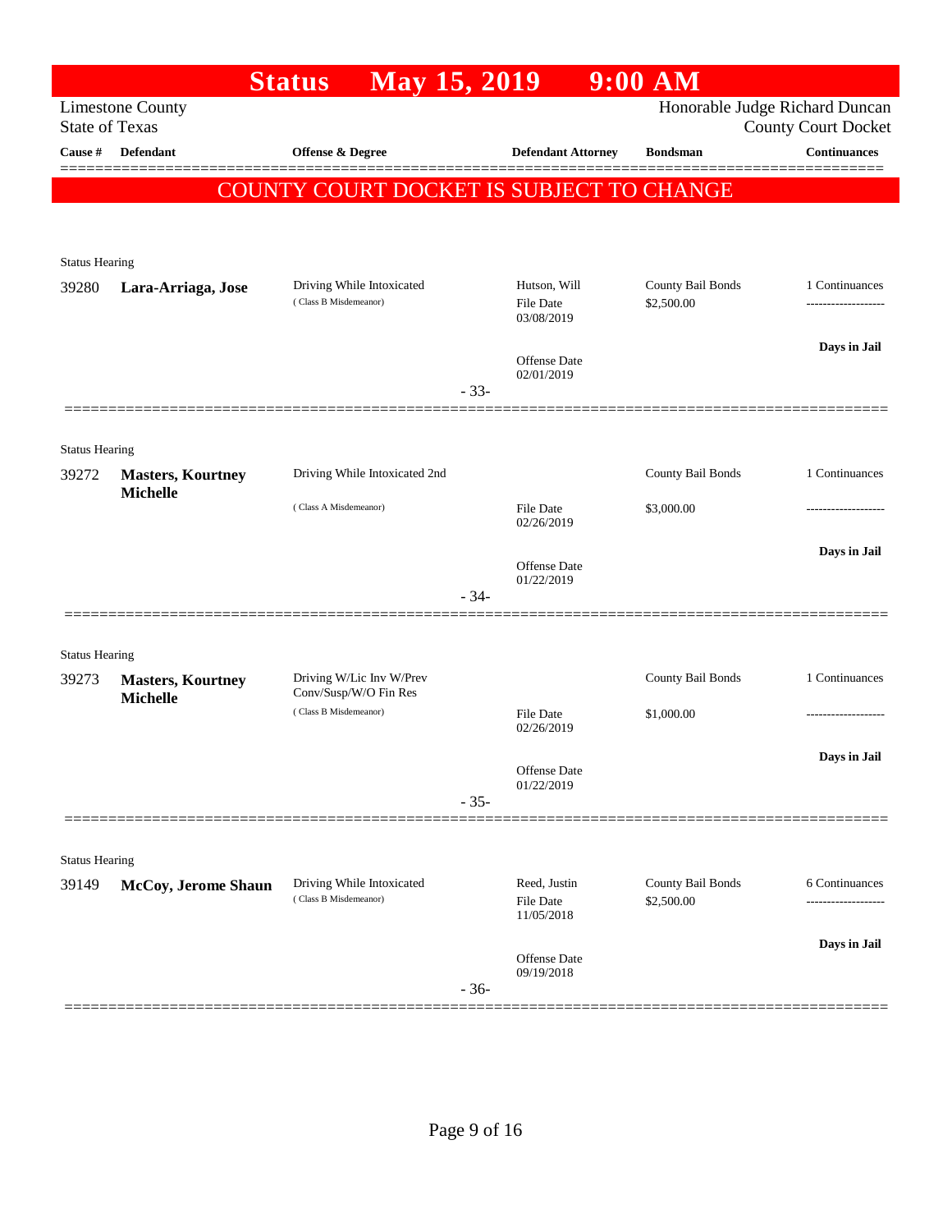# Status May 15, 2019 9:00 AM

Limestone County
State of Texas

Honorable Judge Richard Duncan
County Court Docket

| Cause # | Defendant | Offense & Degree | Defendant Attorney | Bondsman | Continuances |
|---|---|---|---|---|---|

**COUNTY COURT DOCKET IS SUBJECT TO CHANGE**

Status Hearing

| Cause # | Defendant | Offense & Degree | Defendant Attorney | Bondsman | Continuances |
|---|---|---|---|---|---|
| 39280 | **Lara-Arriaga, Jose** | Driving While Intoxicated (Class B Misdemeanor) | Hutson, Will<br>File Date 03/08/2019<br>Offense Date 02/01/2019 | County Bail Bonds<br>$2,500.00 | 1 Continuances<br>-------------------<br>**Days in Jail** |

- 33-

Status Hearing

| Cause # | Defendant | Offense & Degree | Defendant Attorney | Bondsman | Continuances |
|---|---|---|---|---|---|
| 39272 | **Masters, Kourtney Michelle** | Driving While Intoxicated 2nd (Class A Misdemeanor) | File Date 02/26/2019<br>Offense Date 01/22/2019 | County Bail Bonds<br>$3,000.00 | 1 Continuances<br>-------------------<br>**Days in Jail** |

- 34-

Status Hearing

| Cause # | Defendant | Offense & Degree | Defendant Attorney | Bondsman | Continuances |
|---|---|---|---|---|---|
| 39273 | **Masters, Kourtney Michelle** | Driving W/Lic Inv W/Prev Conv/Susp/W/O Fin Res (Class B Misdemeanor) | File Date 02/26/2019<br>Offense Date 01/22/2019 | County Bail Bonds<br>$1,000.00 | 1 Continuances<br>-------------------<br>**Days in Jail** |

- 35-

Status Hearing

| Cause # | Defendant | Offense & Degree | Defendant Attorney | Bondsman | Continuances |
|---|---|---|---|---|---|
| 39149 | **McCoy, Jerome Shaun** | Driving While Intoxicated (Class B Misdemeanor) | Reed, Justin<br>File Date 11/05/2018<br>Offense Date 09/19/2018 | County Bail Bonds<br>$2,500.00 | 6 Continuances<br>-------------------<br>**Days in Jail** |

- 36-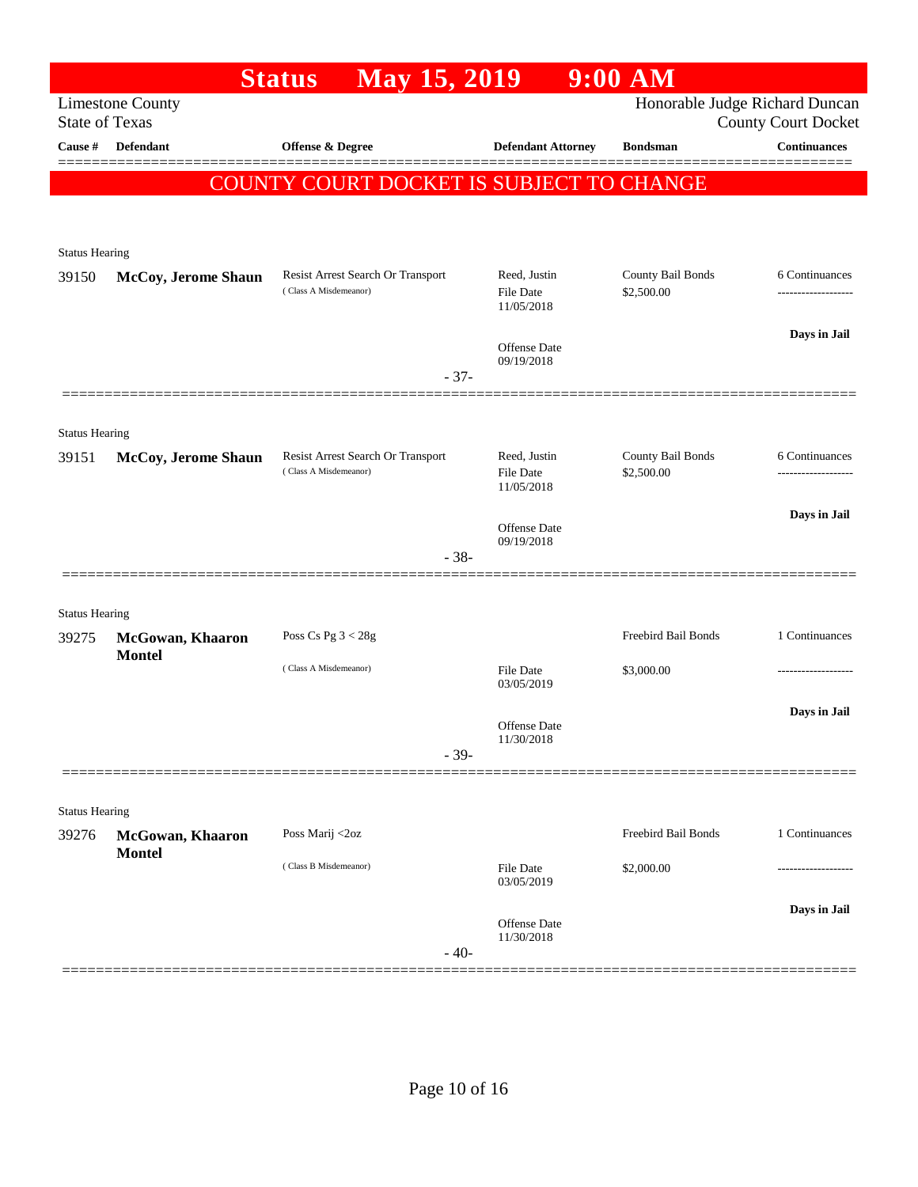# Status May 15, 2019 9:00 AM

Limestone County
State of Texas

Honorable Judge Richard Duncan
County Court Docket

| Cause # | Defendant | Offense & Degree | Defendant Attorney | Bondsman | Continuances |
|---|---|---|---|---|---|

**COUNTY COURT DOCKET IS SUBJECT TO CHANGE**

Status Hearing

| Cause # | Defendant | Offense & Degree | Defendant Attorney | Bondsman | Continuances |
|---|---|---|---|---|---|
| 39150 | **McCoy, Jerome Shaun** | Resist Arrest Search Or Transport (Class A Misdemeanor) | Reed, Justin<br>File Date 11/05/2018<br>Offense Date 09/19/2018 | County Bail Bonds<br>$2,500.00 | 6 Continuances<br>-------------------<br>**Days in Jail** |

- 37-

Status Hearing

| Cause # | Defendant | Offense & Degree | Defendant Attorney | Bondsman | Continuances |
|---|---|---|---|---|---|
| 39151 | **McCoy, Jerome Shaun** | Resist Arrest Search Or Transport (Class A Misdemeanor) | Reed, Justin<br>File Date 11/05/2018<br>Offense Date 09/19/2018 | County Bail Bonds<br>$2,500.00 | 6 Continuances<br>-------------------<br>**Days in Jail** |

- 38-

Status Hearing

| Cause # | Defendant | Offense & Degree | Defendant Attorney | Bondsman | Continuances |
|---|---|---|---|---|---|
| 39275 | **McGowan, Khaaron Montel** | Poss Cs Pg 3 < 28g (Class A Misdemeanor) | File Date 03/05/2019<br>Offense Date 11/30/2018 | Freebird Bail Bonds<br>$3,000.00 | 1 Continuances<br>-------------------<br>**Days in Jail** |

- 39-

Status Hearing

| Cause # | Defendant | Offense & Degree | Defendant Attorney | Bondsman | Continuances |
|---|---|---|---|---|---|
| 39276 | **McGowan, Khaaron Montel** | Poss Marij <2oz (Class B Misdemeanor) | File Date 03/05/2019<br>Offense Date 11/30/2018 | Freebird Bail Bonds<br>$2,000.00 | 1 Continuances<br>-------------------<br>**Days in Jail** |

- 40-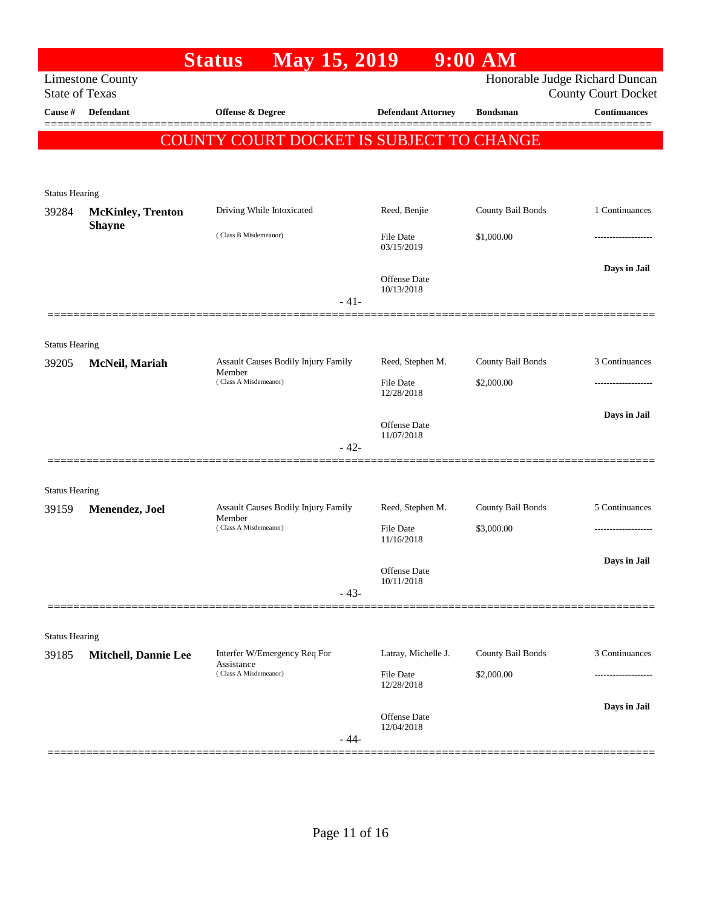# Status May 15, 2019 9:00 AM

Limestone County
State of Texas

Honorable Judge Richard Duncan
County Court Docket

| Cause # | Defendant | Offense & Degree | Defendant Attorney | Bondsman | Continuances |
|---|---|---|---|---|---|

**COUNTY COURT DOCKET IS SUBJECT TO CHANGE**

---

Status Hearing

| Cause # | Defendant | Offense & Degree | Defendant Attorney | Bondsman | Continuances |
|---|---|---|---|---|---|
| 39284 | **McKinley, Trenton Shayne** | Driving While Intoxicated (Class B Misdemeanor) | Reed, Benjie | County Bail Bonds | 1 Continuances |
| | | | File Date 03/15/2019 | $1,000.00 | ------------------- |
| | | | Offense Date 10/13/2018 | | **Days in Jail** |

- 41-

---

Status Hearing

| Cause # | Defendant | Offense & Degree | Defendant Attorney | Bondsman | Continuances |
|---|---|---|---|---|---|
| 39205 | **McNeil, Mariah** | Assault Causes Bodily Injury Family Member (Class A Misdemeanor) | Reed, Stephen M. | County Bail Bonds | 3 Continuances |
| | | | File Date 12/28/2018 | $2,000.00 | ------------------- |
| | | | Offense Date 11/07/2018 | | **Days in Jail** |

- 42-

---

Status Hearing

| Cause # | Defendant | Offense & Degree | Defendant Attorney | Bondsman | Continuances |
|---|---|---|---|---|---|
| 39159 | **Menendez, Joel** | Assault Causes Bodily Injury Family Member (Class A Misdemeanor) | Reed, Stephen M. | County Bail Bonds | 5 Continuances |
| | | | File Date 11/16/2018 | $3,000.00 | ------------------- |
| | | | Offense Date 10/11/2018 | | **Days in Jail** |

- 43-

---

Status Hearing

| Cause # | Defendant | Offense & Degree | Defendant Attorney | Bondsman | Continuances |
|---|---|---|---|---|---|
| 39185 | **Mitchell, Dannie Lee** | Interfer W/Emergency Req For Assistance (Class A Misdemeanor) | Latray, Michelle J. | County Bail Bonds | 3 Continuances |
| | | | File Date 12/28/2018 | $2,000.00 | ------------------- |
| | | | Offense Date 12/04/2018 | | **Days in Jail** |

- 44-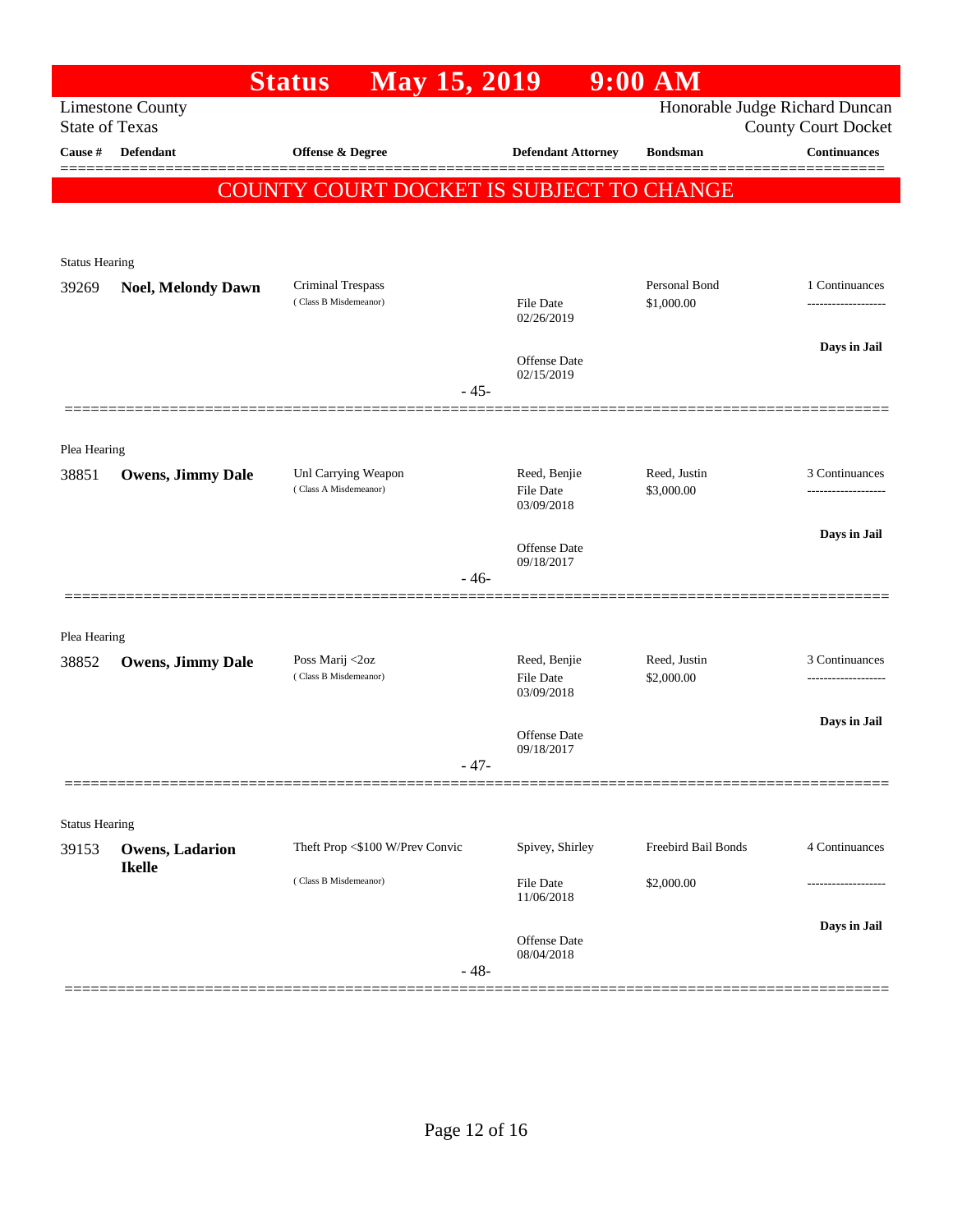# Status May 15, 2019 9:00 AM

Limestone County
State of Texas

Honorable Judge Richard Duncan
County Court Docket

| Cause # | Defendant | Offense & Degree | Defendant Attorney | Bondsman | Continuances |
|---|---|---|---|---|---|

**COUNTY COURT DOCKET IS SUBJECT TO CHANGE**

Status Hearing

| Cause # | Defendant | Offense & Degree | Defendant Attorney | Bondsman | Continuances |
|---|---|---|---|---|---|
| 39269 | **Noel, Melondy Dawn** | Criminal Trespass (Class B Misdemeanor) | File Date 02/26/2019; Offense Date 02/15/2019 | Personal Bond $1,000.00 | 1 Continuances; Days in Jail |

- 45-

Plea Hearing

| Cause # | Defendant | Offense & Degree | Defendant Attorney | Bondsman | Continuances |
|---|---|---|---|---|---|
| 38851 | **Owens, Jimmy Dale** | Unl Carrying Weapon (Class A Misdemeanor) | Reed, Benjie; File Date 03/09/2018; Offense Date 09/18/2017 | Reed, Justin $3,000.00 | 3 Continuances; Days in Jail |

- 46-

Plea Hearing

| Cause # | Defendant | Offense & Degree | Defendant Attorney | Bondsman | Continuances |
|---|---|---|---|---|---|
| 38852 | **Owens, Jimmy Dale** | Poss Marij <2oz (Class B Misdemeanor) | Reed, Benjie; File Date 03/09/2018; Offense Date 09/18/2017 | Reed, Justin $2,000.00 | 3 Continuances; Days in Jail |

- 47-

Status Hearing

| Cause # | Defendant | Offense & Degree | Defendant Attorney | Bondsman | Continuances |
|---|---|---|---|---|---|
| 39153 | **Owens, Ladarion Ikelle** | Theft Prop <$100 W/Prev Convic (Class B Misdemeanor) | Spivey, Shirley; File Date 11/06/2018; Offense Date 08/04/2018 | Freebird Bail Bonds $2,000.00 | 4 Continuances; Days in Jail |

- 48-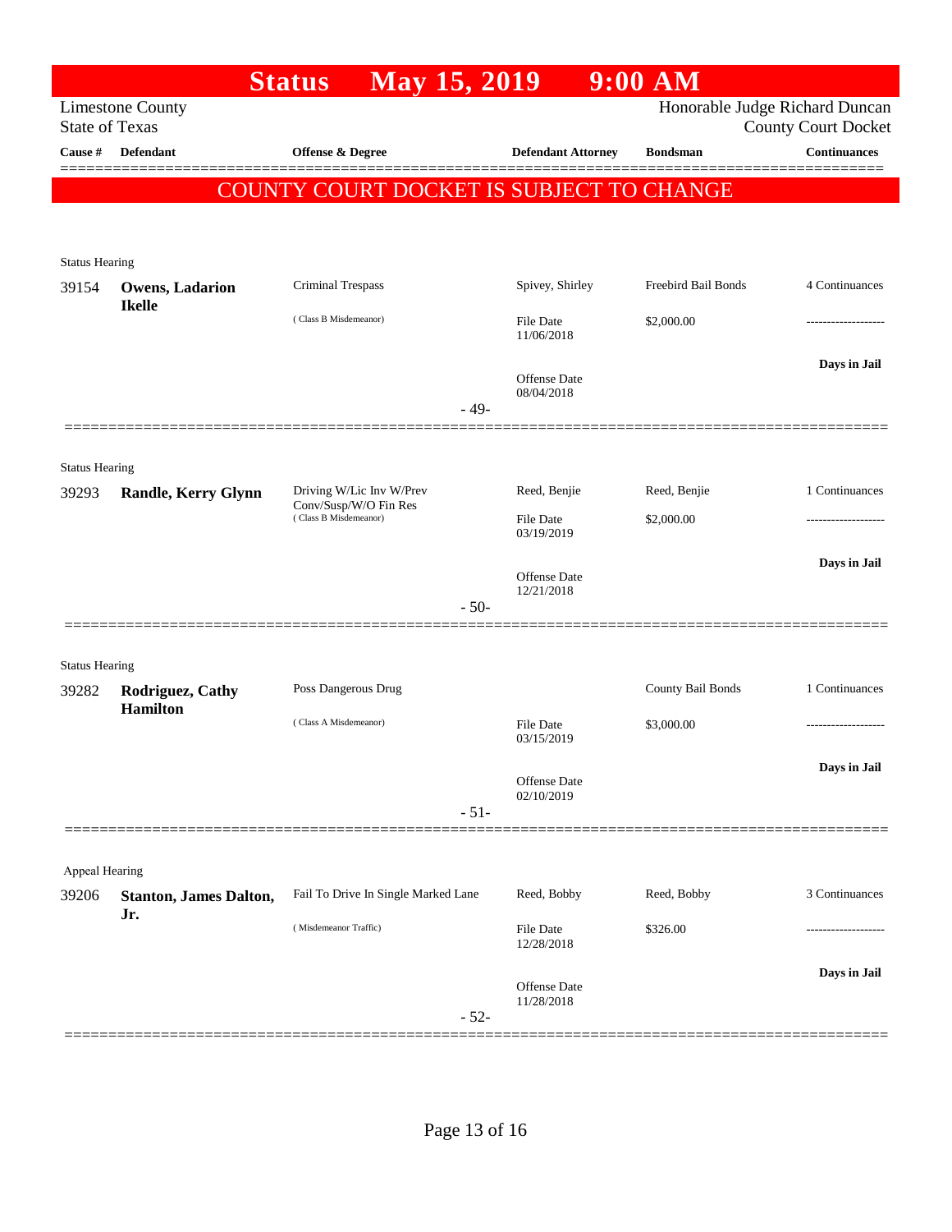# Status May 15, 2019 9:00 AM

Limestone County
State of Texas

Honorable Judge Richard Duncan
County Court Docket

| Cause # | Defendant | Offense & Degree | Defendant Attorney | Bondsman | Continuances |
|---|---|---|---|---|---|

**COUNTY COURT DOCKET IS SUBJECT TO CHANGE**

Status Hearing

| Cause # | Defendant | Offense & Degree | Defendant Attorney | Bondsman | Continuances |
|---|---|---|---|---|---|
| 39154 | **Owens, Ladarion Ikelle** | Criminal Trespass | Spivey, Shirley | Freebird Bail Bonds | 4 Continuances |
| | | ( Class B Misdemeanor) | File Date 11/06/2018 | $2,000.00 | ------------------- |
| | | | Offense Date 08/04/2018 | | **Days in Jail** |

- 49-

Status Hearing

| Cause # | Defendant | Offense & Degree | Defendant Attorney | Bondsman | Continuances |
|---|---|---|---|---|---|
| 39293 | **Randle, Kerry Glynn** | Driving W/Lic Inv W/Prev Conv/Susp/W/O Fin Res | Reed, Benjie | Reed, Benjie | 1 Continuances |
| | | ( Class B Misdemeanor) | File Date 03/19/2019 | $2,000.00 | ------------------- |
| | | | Offense Date 12/21/2018 | | **Days in Jail** |

- 50-

Status Hearing

| Cause # | Defendant | Offense & Degree | Defendant Attorney | Bondsman | Continuances |
|---|---|---|---|---|---|
| 39282 | **Rodriguez, Cathy Hamilton** | Poss Dangerous Drug | | County Bail Bonds | 1 Continuances |
| | | ( Class A Misdemeanor) | File Date 03/15/2019 | $3,000.00 | ------------------- |
| | | | Offense Date 02/10/2019 | | **Days in Jail** |

- 51-

Appeal Hearing

| Cause # | Defendant | Offense & Degree | Defendant Attorney | Bondsman | Continuances |
|---|---|---|---|---|---|
| 39206 | **Stanton, James Dalton, Jr.** | Fail To Drive In Single Marked Lane | Reed, Bobby | Reed, Bobby | 3 Continuances |
| | | ( Misdemeanor Traffic) | File Date 12/28/2018 | $326.00 | ------------------- |
| | | | Offense Date 11/28/2018 | | **Days in Jail** |

- 52-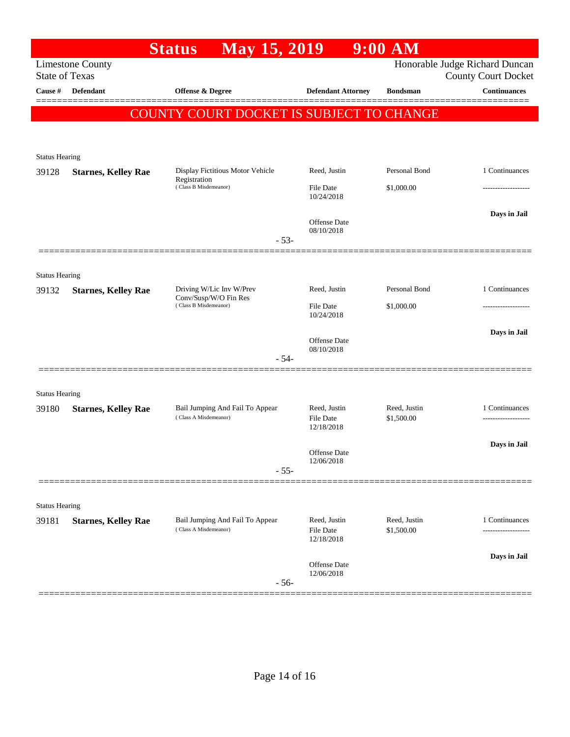# Status May 15, 2019 9:00 AM

Limestone County
State of Texas

Honorable Judge Richard Duncan
County Court Docket

| Cause # | Defendant | Offense & Degree | Defendant Attorney | Bondsman | Continuances |
|---|---|---|---|---|---|

**COUNTY COURT DOCKET IS SUBJECT TO CHANGE**

Status Hearing

| Cause # | Defendant | Offense & Degree | Defendant Attorney | Bondsman | Continuances |
|---|---|---|---|---|---|
| 39128 | **Starnes, Kelley Rae** | Display Fictitious Motor Vehicle Registration (Class B Misdemeanor) | Reed, Justin | Personal Bond | 1 Continuances |
| | | | File Date 10/24/2018 | $1,000.00 | ------------------- |
| | | | Offense Date 08/10/2018 | | Days in Jail |

- 53-

Status Hearing

| Cause # | Defendant | Offense & Degree | Defendant Attorney | Bondsman | Continuances |
|---|---|---|---|---|---|
| 39132 | **Starnes, Kelley Rae** | Driving W/Lic Inv W/Prev Conv/Susp/W/O Fin Res (Class B Misdemeanor) | Reed, Justin | Personal Bond | 1 Continuances |
| | | | File Date 10/24/2018 | $1,000.00 | ------------------- |
| | | | Offense Date 08/10/2018 | | Days in Jail |

- 54-

Status Hearing

| Cause # | Defendant | Offense & Degree | Defendant Attorney | Bondsman | Continuances |
|---|---|---|---|---|---|
| 39180 | **Starnes, Kelley Rae** | Bail Jumping And Fail To Appear (Class A Misdemeanor) | Reed, Justin | Reed, Justin | 1 Continuances |
| | | | File Date 12/18/2018 | $1,500.00 | ------------------- |
| | | | Offense Date 12/06/2018 | | Days in Jail |

- 55-

Status Hearing

| Cause # | Defendant | Offense & Degree | Defendant Attorney | Bondsman | Continuances |
|---|---|---|---|---|---|
| 39181 | **Starnes, Kelley Rae** | Bail Jumping And Fail To Appear (Class A Misdemeanor) | Reed, Justin | Reed, Justin | 1 Continuances |
| | | | File Date 12/18/2018 | $1,500.00 | ------------------- |
| | | | Offense Date 12/06/2018 | | Days in Jail |

- 56-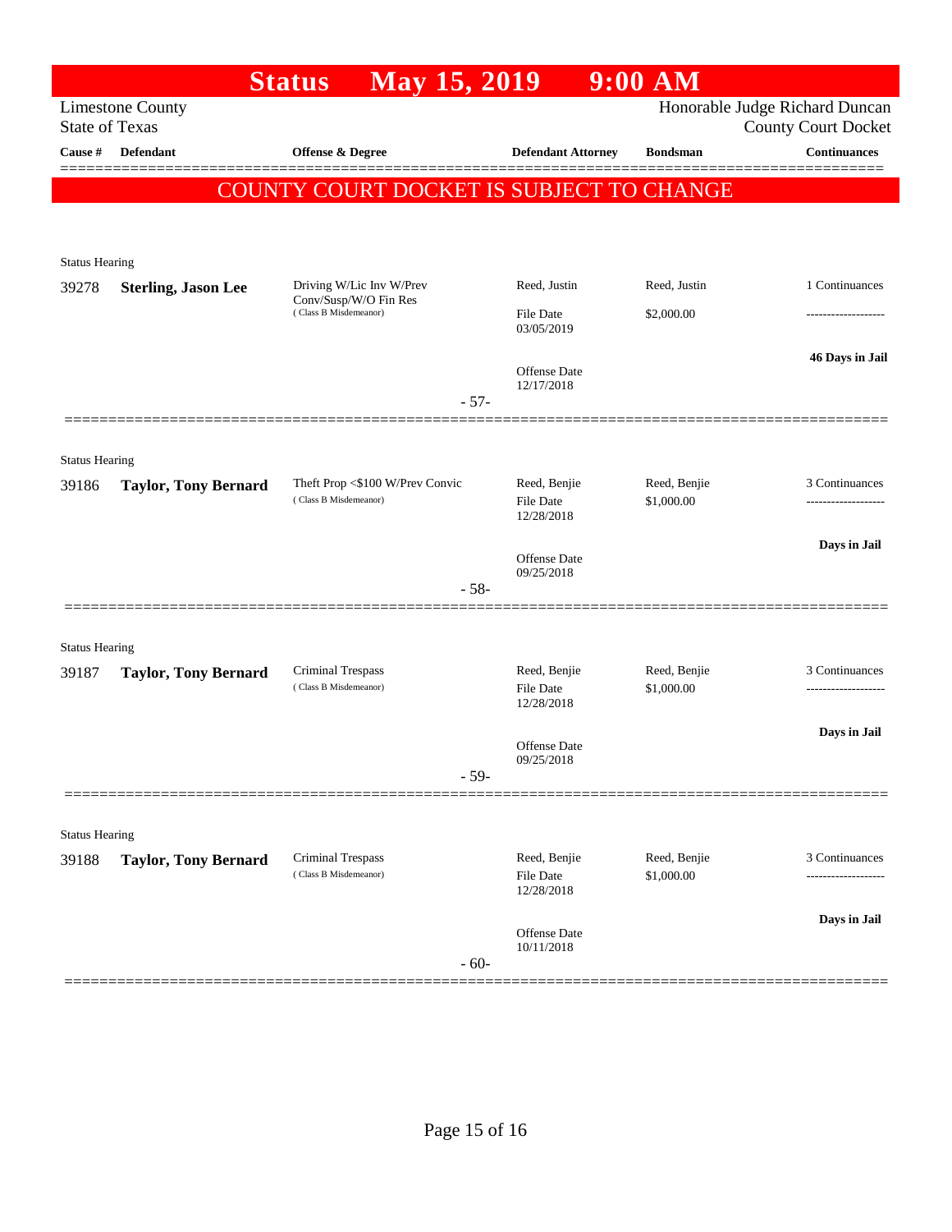# Status May 15, 2019 9:00 AM

Limestone County
State of Texas

Honorable Judge Richard Duncan
County Court Docket

| Cause # | Defendant | Offense & Degree | Defendant Attorney | Bondsman | Continuances |
|---|---|---|---|---|---|

**COUNTY COURT DOCKET IS SUBJECT TO CHANGE**

---

Status Hearing

| Cause # | Defendant | Offense & Degree | Defendant Attorney | Bondsman | Continuances |
|---|---|---|---|---|---|
| 39278 | **Sterling, Jason Lee** | Driving W/Lic Inv W/Prev Conv/Susp/W/O Fin Res (Class B Misdemeanor) | Reed, Justin | Reed, Justin | 1 Continuances |
| | | | File Date 03/05/2019 | $2,000.00 | ------------------- |
| | | | Offense Date 12/17/2018 | | **46 Days in Jail** |

- 57-

---

Status Hearing

| Cause # | Defendant | Offense & Degree | Defendant Attorney | Bondsman | Continuances |
|---|---|---|---|---|---|
| 39186 | **Taylor, Tony Bernard** | Theft Prop <$100 W/Prev Convic (Class B Misdemeanor) | Reed, Benjie | Reed, Benjie | 3 Continuances |
| | | | File Date 12/28/2018 | $1,000.00 | ------------------- |
| | | | Offense Date 09/25/2018 | | **Days in Jail** |

- 58-

---

Status Hearing

| Cause # | Defendant | Offense & Degree | Defendant Attorney | Bondsman | Continuances |
|---|---|---|---|---|---|
| 39187 | **Taylor, Tony Bernard** | Criminal Trespass (Class B Misdemeanor) | Reed, Benjie | Reed, Benjie | 3 Continuances |
| | | | File Date 12/28/2018 | $1,000.00 | ------------------- |
| | | | Offense Date 09/25/2018 | | **Days in Jail** |

- 59-

---

Status Hearing

| Cause # | Defendant | Offense & Degree | Defendant Attorney | Bondsman | Continuances |
|---|---|---|---|---|---|
| 39188 | **Taylor, Tony Bernard** | Criminal Trespass (Class B Misdemeanor) | Reed, Benjie | Reed, Benjie | 3 Continuances |
| | | | File Date 12/28/2018 | $1,000.00 | ------------------- |
| | | | Offense Date 10/11/2018 | | **Days in Jail** |

- 60-

---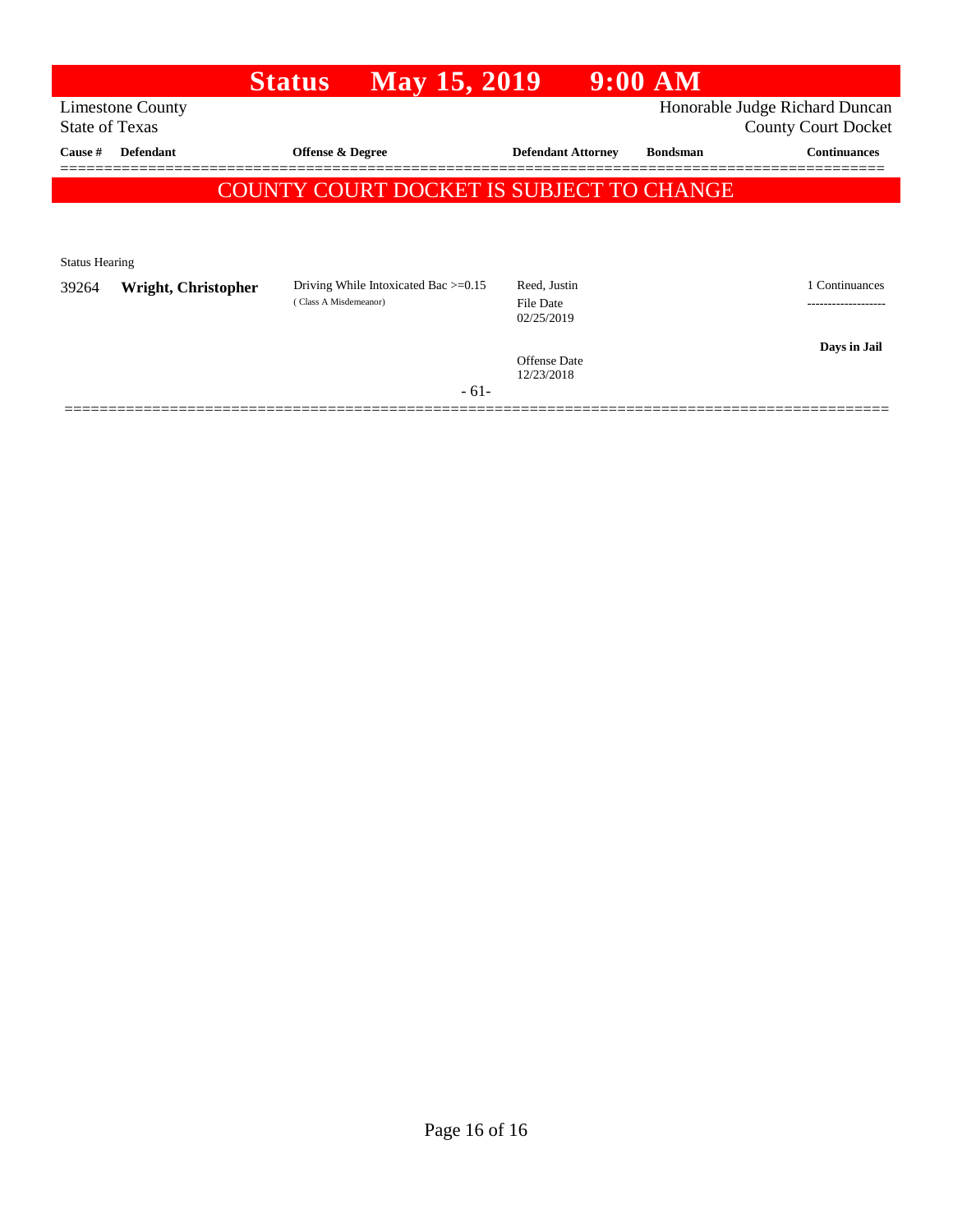# Status May 15, 2019 9:00 AM

Limestone County
State of Texas

Honorable Judge Richard Duncan
County Court Docket

| Cause # | Defendant | Offense & Degree | Defendant Attorney | Bondsman | Continuances |
|---|---|---|---|---|---|

## COUNTY COURT DOCKET IS SUBJECT TO CHANGE

Status Hearing

| Cause # | Defendant | Offense & Degree | Defendant Attorney | Bondsman | Continuances |
|---|---|---|---|---|---|
| 39264 | **Wright, Christopher** | Driving While Intoxicated Bac >=0.15 (Class A Misdemeanor) | Reed, Justin<br>File Date<br>02/25/2019<br>Offense Date<br>12/23/2018 | | 1 Continuances<br>-------------------<br>**Days in Jail** |

- 61-